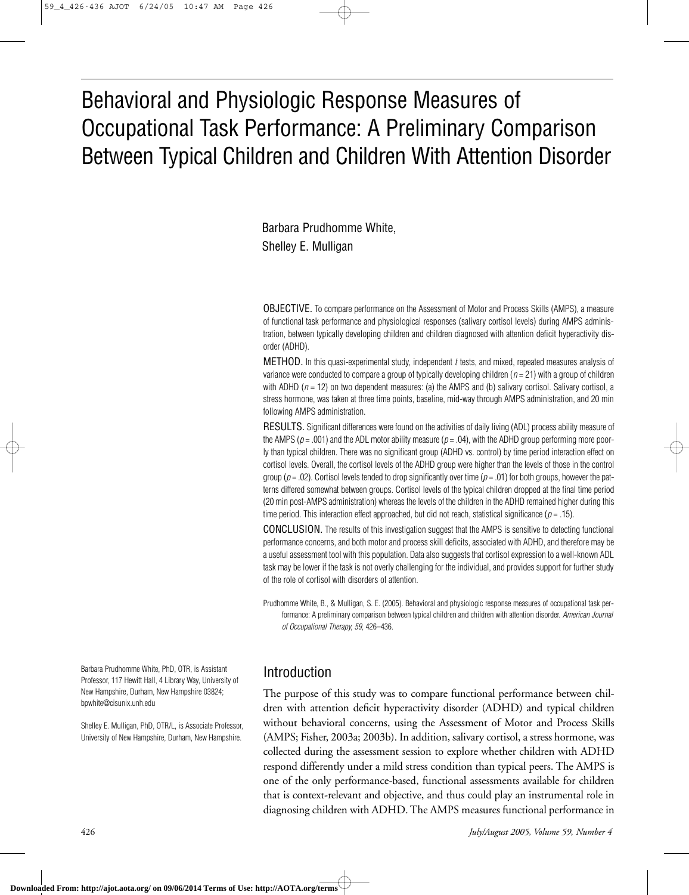# Behavioral and Physiologic Response Measures of Occupational Task Performance: A Preliminary Comparison Between Typical Children and Children With Attention Disorder

Barbara Prudhomme White,
Shelley E. Mulligan

OBJECTIVE. To compare performance on the Assessment of Motor and Process Skills (AMPS), a measure of functional task performance and physiological responses (salivary cortisol levels) during AMPS administration, between typically developing children and children diagnosed with attention deficit hyperactivity disorder (ADHD).

METHOD. In this quasi-experimental study, independent *t* tests, and mixed, repeated measures analysis of variance were conducted to compare a group of typically developing children ($n = 21$) with a group of children with ADHD ($n = 12$) on two dependent measures: (a) the AMPS and (b) salivary cortisol. Salivary cortisol, a stress hormone, was taken at three time points, baseline, mid-way through AMPS administration, and 20 min following AMPS administration.

RESULTS. Significant differences were found on the activities of daily living (ADL) process ability measure of the AMPS ($p = .001$) and the ADL motor ability measure ($p = .04$), with the ADHD group performing more poorly than typical children. There was no significant group (ADHD vs. control) by time period interaction effect on cortisol levels. Overall, the cortisol levels of the ADHD group were higher than the levels of those in the control group ($p = .02$). Cortisol levels tended to drop significantly over time ($p = .01$) for both groups, however the patterns differed somewhat between groups. Cortisol levels of the typical children dropped at the final time period (20 min post-AMPS administration) whereas the levels of the children in the ADHD remained higher during this time period. This interaction effect approached, but did not reach, statistical significance ($p = .15$).

CONCLUSION. The results of this investigation suggest that the AMPS is sensitive to detecting functional performance concerns, and both motor and process skill deficits, associated with ADHD, and therefore may be a useful assessment tool with this population. Data also suggests that cortisol expression to a well-known ADL task may be lower if the task is not overly challenging for the individual, and provides support for further study of the role of cortisol with disorders of attention.

Prudhomme White, B., & Mulligan, S. E. (2005). Behavioral and physiologic response measures of occupational task performance: A preliminary comparison between typical children and children with attention disorder. *American Journal of Occupational Therapy, 59,* 426–436.

Barbara Prudhomme White, PhD, OTR, is Assistant Professor, 117 Hewitt Hall, 4 Library Way, University of New Hampshire, Durham, New Hampshire 03824; bpwhite@cisunix.unh.edu

Shelley E. Mulligan, PhD, OTR/L, is Associate Professor, University of New Hampshire, Durham, New Hampshire.

## Introduction

The purpose of this study was to compare functional performance between children with attention deficit hyperactivity disorder (ADHD) and typical children without behavioral concerns, using the Assessment of Motor and Process Skills (AMPS; Fisher, 2003a; 2003b). In addition, salivary cortisol, a stress hormone, was collected during the assessment session to explore whether children with ADHD respond differently under a mild stress condition than typical peers. The AMPS is one of the only performance-based, functional assessments available for children that is context-relevant and objective, and thus could play an instrumental role in diagnosing children with ADHD. The AMPS measures functional performance in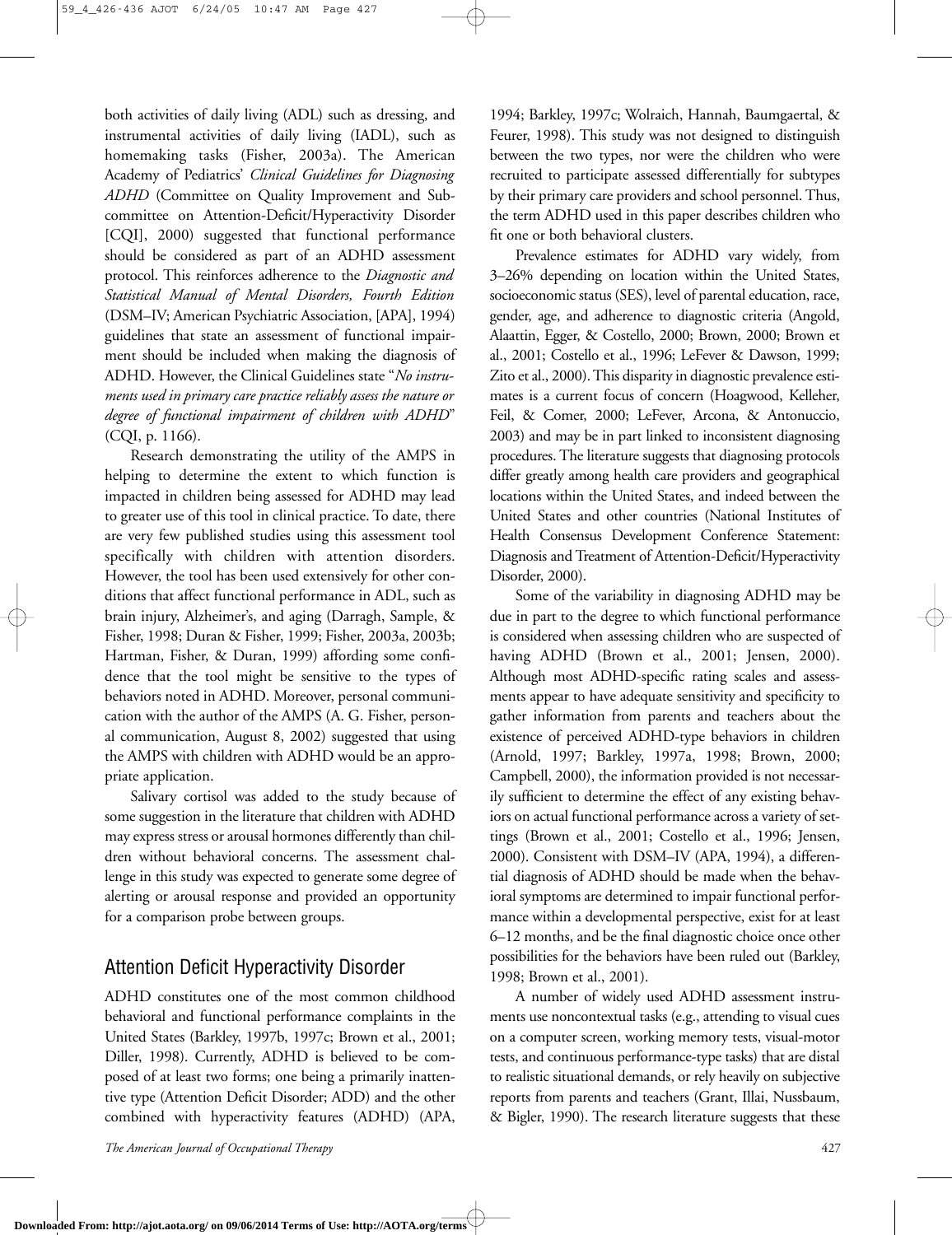both activities of daily living (ADL) such as dressing, and instrumental activities of daily living (IADL), such as homemaking tasks (Fisher, 2003a). The American Academy of Pediatrics' *Clinical Guidelines for Diagnosing ADHD* (Committee on Quality Improvement and Subcommittee on Attention-Deficit/Hyperactivity Disorder [CQI], 2000) suggested that functional performance should be considered as part of an ADHD assessment protocol. This reinforces adherence to the *Diagnostic and Statistical Manual of Mental Disorders, Fourth Edition* (DSM–IV; American Psychiatric Association, [APA], 1994) guidelines that state an assessment of functional impairment should be included when making the diagnosis of ADHD. However, the Clinical Guidelines state "*No instruments used in primary care practice reliably assess the nature or degree of functional impairment of children with ADHD*" (CQI, p. 1166).

Research demonstrating the utility of the AMPS in helping to determine the extent to which function is impacted in children being assessed for ADHD may lead to greater use of this tool in clinical practice. To date, there are very few published studies using this assessment tool specifically with children with attention disorders. However, the tool has been used extensively for other conditions that affect functional performance in ADL, such as brain injury, Alzheimer's, and aging (Darragh, Sample, & Fisher, 1998; Duran & Fisher, 1999; Fisher, 2003a, 2003b; Hartman, Fisher, & Duran, 1999) affording some confidence that the tool might be sensitive to the types of behaviors noted in ADHD. Moreover, personal communication with the author of the AMPS (A. G. Fisher, personal communication, August 8, 2002) suggested that using the AMPS with children with ADHD would be an appropriate application.

Salivary cortisol was added to the study because of some suggestion in the literature that children with ADHD may express stress or arousal hormones differently than children without behavioral concerns. The assessment challenge in this study was expected to generate some degree of alerting or arousal response and provided an opportunity for a comparison probe between groups.

## Attention Deficit Hyperactivity Disorder

ADHD constitutes one of the most common childhood behavioral and functional performance complaints in the United States (Barkley, 1997b, 1997c; Brown et al., 2001; Diller, 1998). Currently, ADHD is believed to be composed of at least two forms; one being a primarily inattentive type (Attention Deficit Disorder; ADD) and the other combined with hyperactivity features (ADHD) (APA, 1994; Barkley, 1997c; Wolraich, Hannah, Baumgaertal, & Feurer, 1998). This study was not designed to distinguish between the two types, nor were the children who were recruited to participate assessed differentially for subtypes by their primary care providers and school personnel. Thus, the term ADHD used in this paper describes children who fit one or both behavioral clusters.

Prevalence estimates for ADHD vary widely, from 3–26% depending on location within the United States, socioeconomic status (SES), level of parental education, race, gender, age, and adherence to diagnostic criteria (Angold, Alaattin, Egger, & Costello, 2000; Brown, 2000; Brown et al., 2001; Costello et al., 1996; LeFever & Dawson, 1999; Zito et al., 2000). This disparity in diagnostic prevalence estimates is a current focus of concern (Hoagwood, Kelleher, Feil, & Comer, 2000; LeFever, Arcona, & Antonuccio, 2003) and may be in part linked to inconsistent diagnosing procedures. The literature suggests that diagnosing protocols differ greatly among health care providers and geographical locations within the United States, and indeed between the United States and other countries (National Institutes of Health Consensus Development Conference Statement: Diagnosis and Treatment of Attention-Deficit/Hyperactivity Disorder, 2000).

Some of the variability in diagnosing ADHD may be due in part to the degree to which functional performance is considered when assessing children who are suspected of having ADHD (Brown et al., 2001; Jensen, 2000). Although most ADHD-specific rating scales and assessments appear to have adequate sensitivity and specificity to gather information from parents and teachers about the existence of perceived ADHD-type behaviors in children (Arnold, 1997; Barkley, 1997a, 1998; Brown, 2000; Campbell, 2000), the information provided is not necessarily sufficient to determine the effect of any existing behaviors on actual functional performance across a variety of settings (Brown et al., 2001; Costello et al., 1996; Jensen, 2000). Consistent with DSM–IV (APA, 1994), a differential diagnosis of ADHD should be made when the behavioral symptoms are determined to impair functional performance within a developmental perspective, exist for at least 6–12 months, and be the final diagnostic choice once other possibilities for the behaviors have been ruled out (Barkley, 1998; Brown et al., 2001).

A number of widely used ADHD assessment instruments use noncontextual tasks (e.g., attending to visual cues on a computer screen, working memory tests, visual-motor tests, and continuous performance-type tasks) that are distal to realistic situational demands, or rely heavily on subjective reports from parents and teachers (Grant, Illai, Nussbaum, & Bigler, 1990). The research literature suggests that these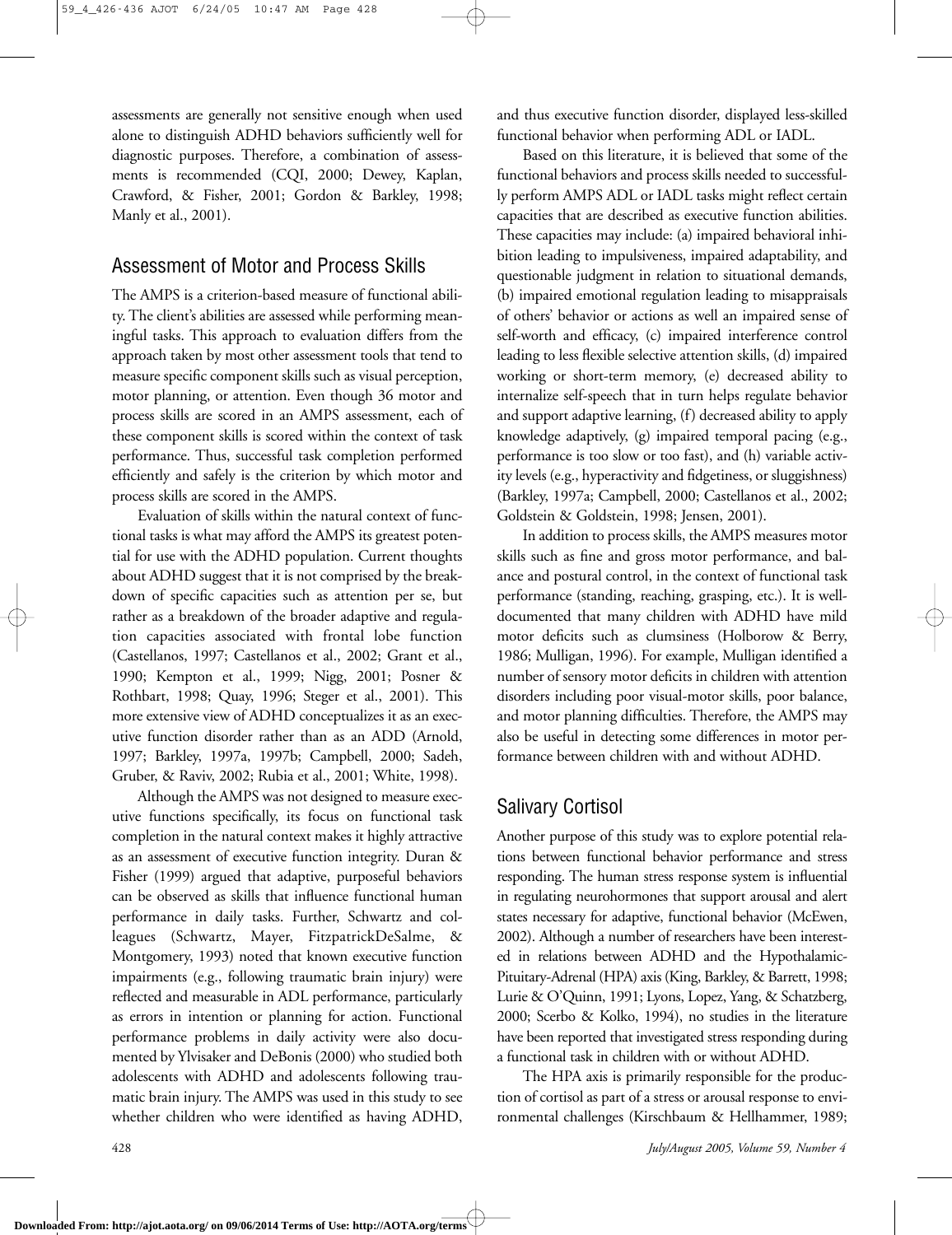assessments are generally not sensitive enough when used alone to distinguish ADHD behaviors sufficiently well for diagnostic purposes. Therefore, a combination of assessments is recommended (CQI, 2000; Dewey, Kaplan, Crawford, & Fisher, 2001; Gordon & Barkley, 1998; Manly et al., 2001).

## Assessment of Motor and Process Skills

The AMPS is a criterion-based measure of functional ability. The client's abilities are assessed while performing meaningful tasks. This approach to evaluation differs from the approach taken by most other assessment tools that tend to measure specific component skills such as visual perception, motor planning, or attention. Even though 36 motor and process skills are scored in an AMPS assessment, each of these component skills is scored within the context of task performance. Thus, successful task completion performed efficiently and safely is the criterion by which motor and process skills are scored in the AMPS.

Evaluation of skills within the natural context of functional tasks is what may afford the AMPS its greatest potential for use with the ADHD population. Current thoughts about ADHD suggest that it is not comprised by the breakdown of specific capacities such as attention per se, but rather as a breakdown of the broader adaptive and regulation capacities associated with frontal lobe function (Castellanos, 1997; Castellanos et al., 2002; Grant et al., 1990; Kempton et al., 1999; Nigg, 2001; Posner & Rothbart, 1998; Quay, 1996; Steger et al., 2001). This more extensive view of ADHD conceptualizes it as an executive function disorder rather than as an ADD (Arnold, 1997; Barkley, 1997a, 1997b; Campbell, 2000; Sadeh, Gruber, & Raviv, 2002; Rubia et al., 2001; White, 1998).

Although the AMPS was not designed to measure executive functions specifically, its focus on functional task completion in the natural context makes it highly attractive as an assessment of executive function integrity. Duran & Fisher (1999) argued that adaptive, purposeful behaviors can be observed as skills that influence functional human performance in daily tasks. Further, Schwartz and colleagues (Schwartz, Mayer, FitzpatrickDeSalme, & Montgomery, 1993) noted that known executive function impairments (e.g., following traumatic brain injury) were reflected and measurable in ADL performance, particularly as errors in intention or planning for action. Functional performance problems in daily activity were also documented by Ylvisaker and DeBonis (2000) who studied both adolescents with ADHD and adolescents following traumatic brain injury. The AMPS was used in this study to see whether children who were identified as having ADHD, and thus executive function disorder, displayed less-skilled functional behavior when performing ADL or IADL.

Based on this literature, it is believed that some of the functional behaviors and process skills needed to successfully perform AMPS ADL or IADL tasks might reflect certain capacities that are described as executive function abilities. These capacities may include: (a) impaired behavioral inhibition leading to impulsiveness, impaired adaptability, and questionable judgment in relation to situational demands, (b) impaired emotional regulation leading to misappraisals of others' behavior or actions as well an impaired sense of self-worth and efficacy, (c) impaired interference control leading to less flexible selective attention skills, (d) impaired working or short-term memory, (e) decreased ability to internalize self-speech that in turn helps regulate behavior and support adaptive learning, (f) decreased ability to apply knowledge adaptively, (g) impaired temporal pacing (e.g., performance is too slow or too fast), and (h) variable activity levels (e.g., hyperactivity and fidgetiness, or sluggishness) (Barkley, 1997a; Campbell, 2000; Castellanos et al., 2002; Goldstein & Goldstein, 1998; Jensen, 2001).

In addition to process skills, the AMPS measures motor skills such as fine and gross motor performance, and balance and postural control, in the context of functional task performance (standing, reaching, grasping, etc.). It is well-documented that many children with ADHD have mild motor deficits such as clumsiness (Holborow & Berry, 1986; Mulligan, 1996). For example, Mulligan identified a number of sensory motor deficits in children with attention disorders including poor visual-motor skills, poor balance, and motor planning difficulties. Therefore, the AMPS may also be useful in detecting some differences in motor performance between children with and without ADHD.

## Salivary Cortisol

Another purpose of this study was to explore potential relations between functional behavior performance and stress responding. The human stress response system is influential in regulating neurohormones that support arousal and alert states necessary for adaptive, functional behavior (McEwen, 2002). Although a number of researchers have been interested in relations between ADHD and the Hypothalamic-Pituitary-Adrenal (HPA) axis (King, Barkley, & Barrett, 1998; Lurie & O'Quinn, 1991; Lyons, Lopez, Yang, & Schatzberg, 2000; Scerbo & Kolko, 1994), no studies in the literature have been reported that investigated stress responding during a functional task in children with or without ADHD.

The HPA axis is primarily responsible for the production of cortisol as part of a stress or arousal response to environmental challenges (Kirschbaum & Hellhammer, 1989;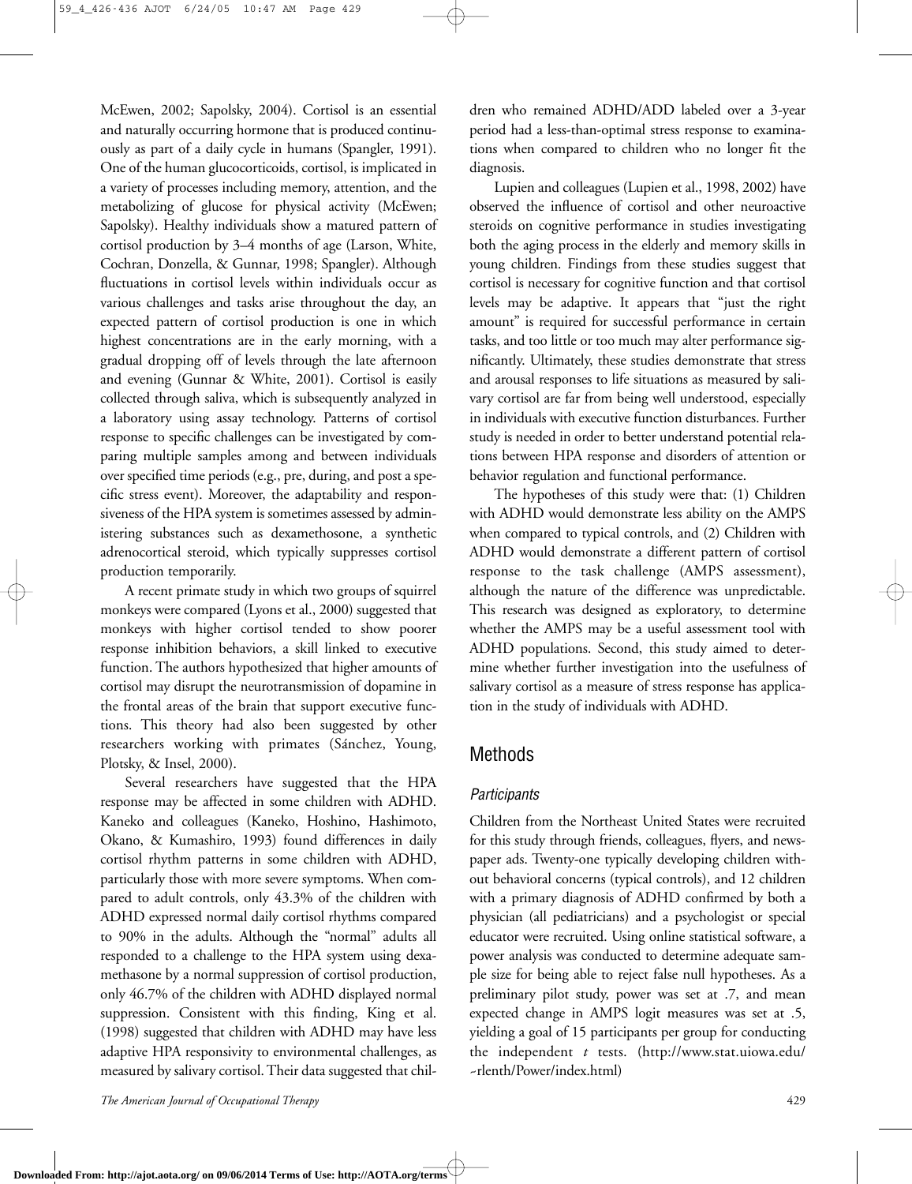McEwen, 2002; Sapolsky, 2004). Cortisol is an essential and naturally occurring hormone that is produced continuously as part of a daily cycle in humans (Spangler, 1991). One of the human glucocorticoids, cortisol, is implicated in a variety of processes including memory, attention, and the metabolizing of glucose for physical activity (McEwen; Sapolsky). Healthy individuals show a matured pattern of cortisol production by 3–4 months of age (Larson, White, Cochran, Donzella, & Gunnar, 1998; Spangler). Although fluctuations in cortisol levels within individuals occur as various challenges and tasks arise throughout the day, an expected pattern of cortisol production is one in which highest concentrations are in the early morning, with a gradual dropping off of levels through the late afternoon and evening (Gunnar & White, 2001). Cortisol is easily collected through saliva, which is subsequently analyzed in a laboratory using assay technology. Patterns of cortisol response to specific challenges can be investigated by comparing multiple samples among and between individuals over specified time periods (e.g., pre, during, and post a specific stress event). Moreover, the adaptability and responsiveness of the HPA system is sometimes assessed by administering substances such as dexamethosone, a synthetic adrenocortical steroid, which typically suppresses cortisol production temporarily.

A recent primate study in which two groups of squirrel monkeys were compared (Lyons et al., 2000) suggested that monkeys with higher cortisol tended to show poorer response inhibition behaviors, a skill linked to executive function. The authors hypothesized that higher amounts of cortisol may disrupt the neurotransmission of dopamine in the frontal areas of the brain that support executive functions. This theory had also been suggested by other researchers working with primates (Sánchez, Young, Plotsky, & Insel, 2000).

Several researchers have suggested that the HPA response may be affected in some children with ADHD. Kaneko and colleagues (Kaneko, Hoshino, Hashimoto, Okano, & Kumashiro, 1993) found differences in daily cortisol rhythm patterns in some children with ADHD, particularly those with more severe symptoms. When compared to adult controls, only 43.3% of the children with ADHD expressed normal daily cortisol rhythms compared to 90% in the adults. Although the "normal" adults all responded to a challenge to the HPA system using dexamethasone by a normal suppression of cortisol production, only 46.7% of the children with ADHD displayed normal suppression. Consistent with this finding, King et al. (1998) suggested that children with ADHD may have less adaptive HPA responsivity to environmental challenges, as measured by salivary cortisol. Their data suggested that children who remained ADHD/ADD labeled over a 3-year period had a less-than-optimal stress response to examinations when compared to children who no longer fit the diagnosis.

Lupien and colleagues (Lupien et al., 1998, 2002) have observed the influence of cortisol and other neuroactive steroids on cognitive performance in studies investigating both the aging process in the elderly and memory skills in young children. Findings from these studies suggest that cortisol is necessary for cognitive function and that cortisol levels may be adaptive. It appears that "just the right amount" is required for successful performance in certain tasks, and too little or too much may alter performance significantly. Ultimately, these studies demonstrate that stress and arousal responses to life situations as measured by salivary cortisol are far from being well understood, especially in individuals with executive function disturbances. Further study is needed in order to better understand potential relations between HPA response and disorders of attention or behavior regulation and functional performance.

The hypotheses of this study were that: (1) Children with ADHD would demonstrate less ability on the AMPS when compared to typical controls, and (2) Children with ADHD would demonstrate a different pattern of cortisol response to the task challenge (AMPS assessment), although the nature of the difference was unpredictable. This research was designed as exploratory, to determine whether the AMPS may be a useful assessment tool with ADHD populations. Second, this study aimed to determine whether further investigation into the usefulness of salivary cortisol as a measure of stress response has application in the study of individuals with ADHD.

## Methods

### *Participants*

Children from the Northeast United States were recruited for this study through friends, colleagues, flyers, and newspaper ads. Twenty-one typically developing children without behavioral concerns (typical controls), and 12 children with a primary diagnosis of ADHD confirmed by both a physician (all pediatricians) and a psychologist or special educator were recruited. Using online statistical software, a power analysis was conducted to determine adequate sample size for being able to reject false null hypotheses. As a preliminary pilot study, power was set at .7, and mean expected change in AMPS logit measures was set at .5, yielding a goal of 15 participants per group for conducting the independent *t* tests. (http://www.stat.uiowa.edu/~rlenth/Power/index.html)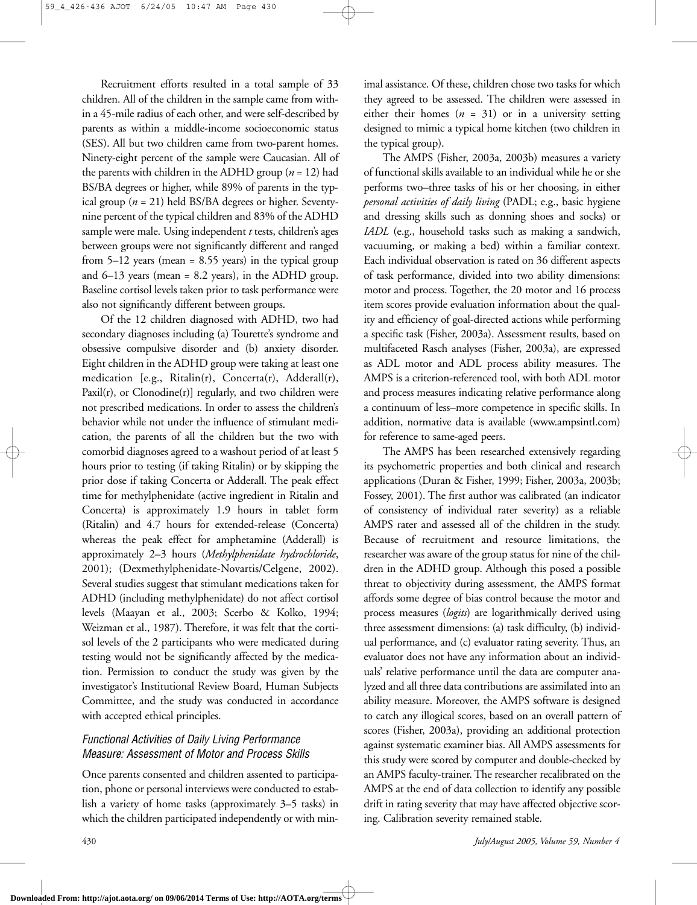Recruitment efforts resulted in a total sample of 33 children. All of the children in the sample came from within a 45-mile radius of each other, and were self-described by parents as within a middle-income socioeconomic status (SES). All but two children came from two-parent homes. Ninety-eight percent of the sample were Caucasian. All of the parents with children in the ADHD group ($n$ = 12) had BS/BA degrees or higher, while 89% of parents in the typical group ($n$ = 21) held BS/BA degrees or higher. Seventy-nine percent of the typical children and 83% of the ADHD sample were male. Using independent $t$ tests, children's ages between groups were not significantly different and ranged from 5–12 years (mean = 8.55 years) in the typical group and 6–13 years (mean = 8.2 years), in the ADHD group. Baseline cortisol levels taken prior to task performance were also not significantly different between groups.

Of the 12 children diagnosed with ADHD, two had secondary diagnoses including (a) Tourette's syndrome and obsessive compulsive disorder and (b) anxiety disorder. Eight children in the ADHD group were taking at least one medication [e.g., Ritalin(r), Concerta(r), Adderall(r), Paxil(r), or Clonodine(r)] regularly, and two children were not prescribed medications. In order to assess the children's behavior while not under the influence of stimulant medication, the parents of all the children but the two with comorbid diagnoses agreed to a washout period of at least 5 hours prior to testing (if taking Ritalin) or by skipping the prior dose if taking Concerta or Adderall. The peak effect time for methylphenidate (active ingredient in Ritalin and Concerta) is approximately 1.9 hours in tablet form (Ritalin) and 4.7 hours for extended-release (Concerta) whereas the peak effect for amphetamine (Adderall) is approximately 2–3 hours (*Methylphenidate hydrochloride*, 2001); (Dexmethylphenidate-Novartis/Celgene, 2002). Several studies suggest that stimulant medications taken for ADHD (including methylphenidate) do not affect cortisol levels (Maayan et al., 2003; Scerbo & Kolko, 1994; Weizman et al., 1987). Therefore, it was felt that the cortisol levels of the 2 participants who were medicated during testing would not be significantly affected by the medication. Permission to conduct the study was given by the investigator's Institutional Review Board, Human Subjects Committee, and the study was conducted in accordance with accepted ethical principles.

### *Functional Activities of Daily Living Performance Measure: Assessment of Motor and Process Skills*

Once parents consented and children assented to participation, phone or personal interviews were conducted to establish a variety of home tasks (approximately 3–5 tasks) in which the children participated independently or with minimal assistance. Of these, children chose two tasks for which they agreed to be assessed. The children were assessed in either their homes ($n$ = 31) or in a university setting designed to mimic a typical home kitchen (two children in the typical group).

The AMPS (Fisher, 2003a, 2003b) measures a variety of functional skills available to an individual while he or she performs two–three tasks of his or her choosing, in either *personal activities of daily living* (PADL; e.g., basic hygiene and dressing skills such as donning shoes and socks) or *IADL* (e.g., household tasks such as making a sandwich, vacuuming, or making a bed) within a familiar context. Each individual observation is rated on 36 different aspects of task performance, divided into two ability dimensions: motor and process. Together, the 20 motor and 16 process item scores provide evaluation information about the quality and efficiency of goal-directed actions while performing a specific task (Fisher, 2003a). Assessment results, based on multifaceted Rasch analyses (Fisher, 2003a), are expressed as ADL motor and ADL process ability measures. The AMPS is a criterion-referenced tool, with both ADL motor and process measures indicating relative performance along a continuum of less–more competence in specific skills. In addition, normative data is available (www.ampsintl.com) for reference to same-aged peers.

The AMPS has been researched extensively regarding its psychometric properties and both clinical and research applications (Duran & Fisher, 1999; Fisher, 2003a, 2003b; Fossey, 2001). The first author was calibrated (an indicator of consistency of individual rater severity) as a reliable AMPS rater and assessed all of the children in the study. Because of recruitment and resource limitations, the researcher was aware of the group status for nine of the children in the ADHD group. Although this posed a possible threat to objectivity during assessment, the AMPS format affords some degree of bias control because the motor and process measures (*logits*) are logarithmically derived using three assessment dimensions: (a) task difficulty, (b) individual performance, and (c) evaluator rating severity. Thus, an evaluator does not have any information about an individuals' relative performance until the data are computer analyzed and all three data contributions are assimilated into an ability measure. Moreover, the AMPS software is designed to catch any illogical scores, based on an overall pattern of scores (Fisher, 2003a), providing an additional protection against systematic examiner bias. All AMPS assessments for this study were scored by computer and double-checked by an AMPS faculty-trainer. The researcher recalibrated on the AMPS at the end of data collection to identify any possible drift in rating severity that may have affected objective scoring. Calibration severity remained stable.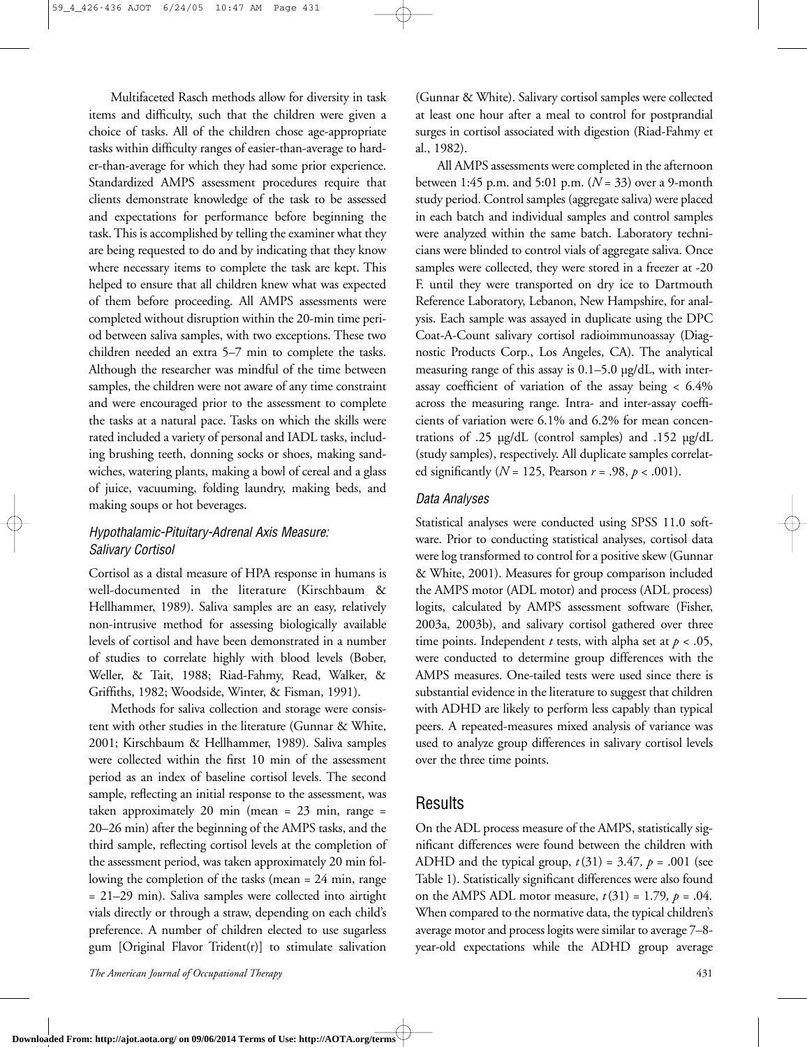Multifaceted Rasch methods allow for diversity in task items and difficulty, such that the children were given a choice of tasks. All of the children chose age-appropriate tasks within difficulty ranges of easier-than-average to harder-than-average for which they had some prior experience. Standardized AMPS assessment procedures require that clients demonstrate knowledge of the task to be assessed and expectations for performance before beginning the task. This is accomplished by telling the examiner what they are being requested to do and by indicating that they know where necessary items to complete the task are kept. This helped to ensure that all children knew what was expected of them before proceeding. All AMPS assessments were completed without disruption within the 20-min time period between saliva samples, with two exceptions. These two children needed an extra 5–7 min to complete the tasks. Although the researcher was mindful of the time between samples, the children were not aware of any time constraint and were encouraged prior to the assessment to complete the tasks at a natural pace. Tasks on which the skills were rated included a variety of personal and IADL tasks, including brushing teeth, donning socks or shoes, making sandwiches, watering plants, making a bowl of cereal and a glass of juice, vacuuming, folding laundry, making beds, and making soups or hot beverages.

### *Hypothalamic-Pituitary-Adrenal Axis Measure: Salivary Cortisol*

Cortisol as a distal measure of HPA response in humans is well-documented in the literature (Kirschbaum & Hellhammer, 1989). Saliva samples are an easy, relatively non-intrusive method for assessing biologically available levels of cortisol and have been demonstrated in a number of studies to correlate highly with blood levels (Bober, Weller, & Tait, 1988; Riad-Fahmy, Read, Walker, & Griffiths, 1982; Woodside, Winter, & Fisman, 1991).

Methods for saliva collection and storage were consistent with other studies in the literature (Gunnar & White, 2001; Kirschbaum & Hellhammer, 1989). Saliva samples were collected within the first 10 min of the assessment period as an index of baseline cortisol levels. The second sample, reflecting an initial response to the assessment, was taken approximately 20 min (mean = 23 min, range = 20–26 min) after the beginning of the AMPS tasks, and the third sample, reflecting cortisol levels at the completion of the assessment period, was taken approximately 20 min following the completion of the tasks (mean = 24 min, range = 21–29 min). Saliva samples were collected into airtight vials directly or through a straw, depending on each child's preference. A number of children elected to use sugarless gum [Original Flavor Trident(r)] to stimulate salivation (Gunnar & White). Salivary cortisol samples were collected at least one hour after a meal to control for postprandial surges in cortisol associated with digestion (Riad-Fahmy et al., 1982).

All AMPS assessments were completed in the afternoon between 1:45 p.m. and 5:01 p.m. ($N$ = 33) over a 9-month study period. Control samples (aggregate saliva) were placed in each batch and individual samples and control samples were analyzed within the same batch. Laboratory technicians were blinded to control vials of aggregate saliva. Once samples were collected, they were stored in a freezer at -20 F. until they were transported on dry ice to Dartmouth Reference Laboratory, Lebanon, New Hampshire, for analysis. Each sample was assayed in duplicate using the DPC Coat-A-Count salivary cortisol radioimmunoassay (Diagnostic Products Corp., Los Angeles, CA). The analytical measuring range of this assay is 0.1–5.0 µg/dL, with inter-assay coefficient of variation of the assay being < 6.4% across the measuring range. Intra- and inter-assay coefficients of variation were 6.1% and 6.2% for mean concentrations of .25 µg/dL (control samples) and .152 µg/dL (study samples), respectively. All duplicate samples correlated significantly ($N$ = 125, Pearson $r$ = .98, $p$ < .001).

### *Data Analyses*

Statistical analyses were conducted using SPSS 11.0 software. Prior to conducting statistical analyses, cortisol data were log transformed to control for a positive skew (Gunnar & White, 2001). Measures for group comparison included the AMPS motor (ADL motor) and process (ADL process) logits, calculated by AMPS assessment software (Fisher, 2003a, 2003b), and salivary cortisol gathered over three time points. Independent $t$ tests, with alpha set at $p$ < .05, were conducted to determine group differences with the AMPS measures. One-tailed tests were used since there is substantial evidence in the literature to suggest that children with ADHD are likely to perform less capably than typical peers. A repeated-measures mixed analysis of variance was used to analyze group differences in salivary cortisol levels over the three time points.

## Results

On the ADL process measure of the AMPS, statistically significant differences were found between the children with ADHD and the typical group, $t(31)$ = 3.47, $p$ = .001 (see Table 1). Statistically significant differences were also found on the AMPS ADL motor measure, $t(31)$ = 1.79, $p$ = .04. When compared to the normative data, the typical children's average motor and process logits were similar to average 7–8-year-old expectations while the ADHD group average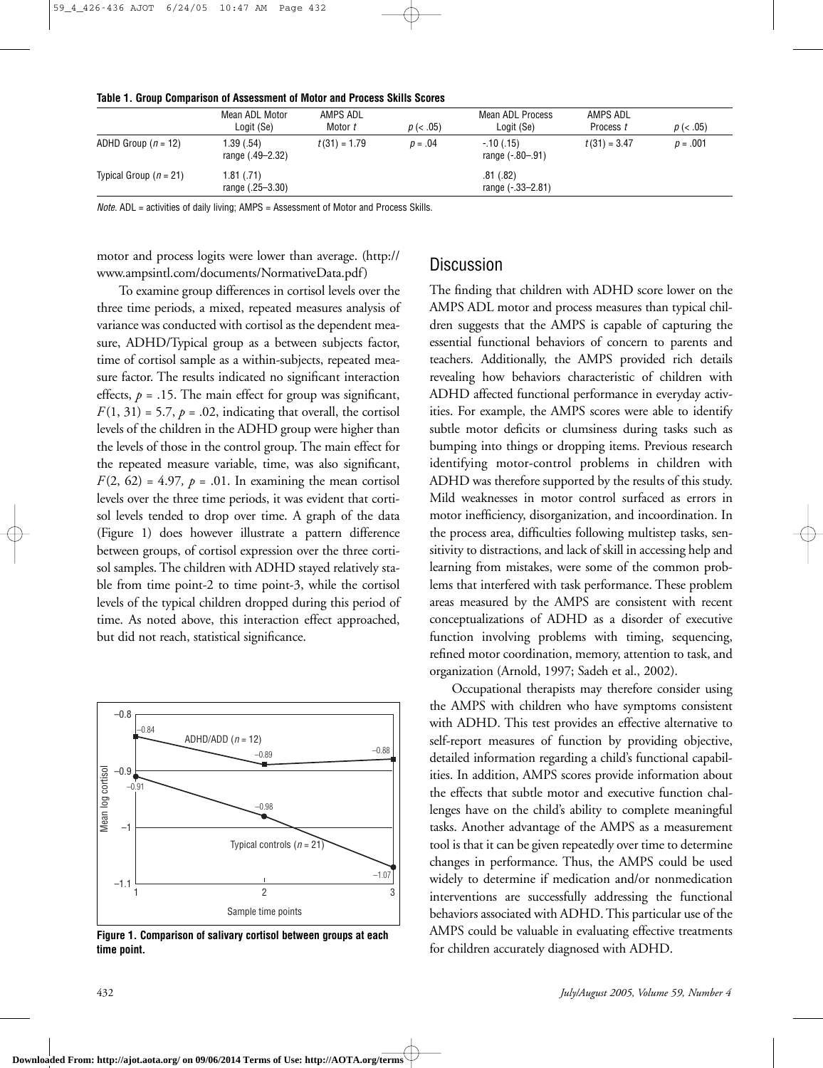**Table 1. Group Comparison of Assessment of Motor and Process Skills Scores**

| | Mean ADL Motor Logit (Se) | AMPS ADL Motor *t* | *p* (< .05) | Mean ADL Process Logit (Se) | AMPS ADL Process *t* | *p* (< .05) |
|---|---|---|---|---|---|---|
| ADHD Group ($n = 12$) | 1.39 (.54) range (.49–2.32) | $t(31) = 1.79$ | $p = .04$ | -.10 (.15) range (-.80–.91) | $t(31) = 3.47$ | $p = .001$ |
| Typical Group ($n = 21$) | 1.81 (.71) range (.25–3.30) | | | .81 (.82) range (-.33–2.81) | | |

*Note.* ADL = activities of daily living; AMPS = Assessment of Motor and Process Skills.

motor and process logits were lower than average. (http://www.ampsintl.com/documents/NormativeData.pdf)

To examine group differences in cortisol levels over the three time periods, a mixed, repeated measures analysis of variance was conducted with cortisol as the dependent measure, ADHD/Typical group as a between subjects factor, time of cortisol sample as a within-subjects, repeated measure factor. The results indicated no significant interaction effects, $p = .15$. The main effect for group was significant, $F(1, 31) = 5.7$, $p = .02$, indicating that overall, the cortisol levels of the children in the ADHD group were higher than the levels of those in the control group. The main effect for the repeated measure variable, time, was also significant, $F(2, 62) = 4.97$, $p = .01$. In examining the mean cortisol levels over the three time periods, it was evident that cortisol levels tended to drop over time. A graph of the data (Figure 1) does however illustrate a pattern difference between groups, of cortisol expression over the three cortisol samples. The children with ADHD stayed relatively stable from time point-2 to time point-3, while the cortisol levels of the typical children dropped during this period of time. As noted above, this interaction effect approached, but did not reach, statistical significance.

**Figure 1. Comparison of salivary cortisol between groups at each time point.**

## Discussion

The finding that children with ADHD score lower on the AMPS ADL motor and process measures than typical children suggests that the AMPS is capable of capturing the essential functional behaviors of concern to parents and teachers. Additionally, the AMPS provided rich details revealing how behaviors characteristic of children with ADHD affected functional performance in everyday activities. For example, the AMPS scores were able to identify subtle motor deficits or clumsiness during tasks such as bumping into things or dropping items. Previous research identifying motor-control problems in children with ADHD was therefore supported by the results of this study. Mild weaknesses in motor control surfaced as errors in motor inefficiency, disorganization, and incoordination. In the process area, difficulties following multistep tasks, sensitivity to distractions, and lack of skill in accessing help and learning from mistakes, were some of the common problems that interfered with task performance. These problem areas measured by the AMPS are consistent with recent conceptualizations of ADHD as a disorder of executive function involving problems with timing, sequencing, refined motor coordination, memory, attention to task, and organization (Arnold, 1997; Sadeh et al., 2002).

Occupational therapists may therefore consider using the AMPS with children who have symptoms consistent with ADHD. This test provides an effective alternative to self-report measures of function by providing objective, detailed information regarding a child's functional capabilities. In addition, AMPS scores provide information about the effects that subtle motor and executive function challenges have on the child's ability to complete meaningful tasks. Another advantage of the AMPS as a measurement tool is that it can be given repeatedly over time to determine changes in performance. Thus, the AMPS could be used widely to determine if medication and/or nonmedication interventions are successfully addressing the functional behaviors associated with ADHD. This particular use of the AMPS could be valuable in evaluating effective treatments for children accurately diagnosed with ADHD.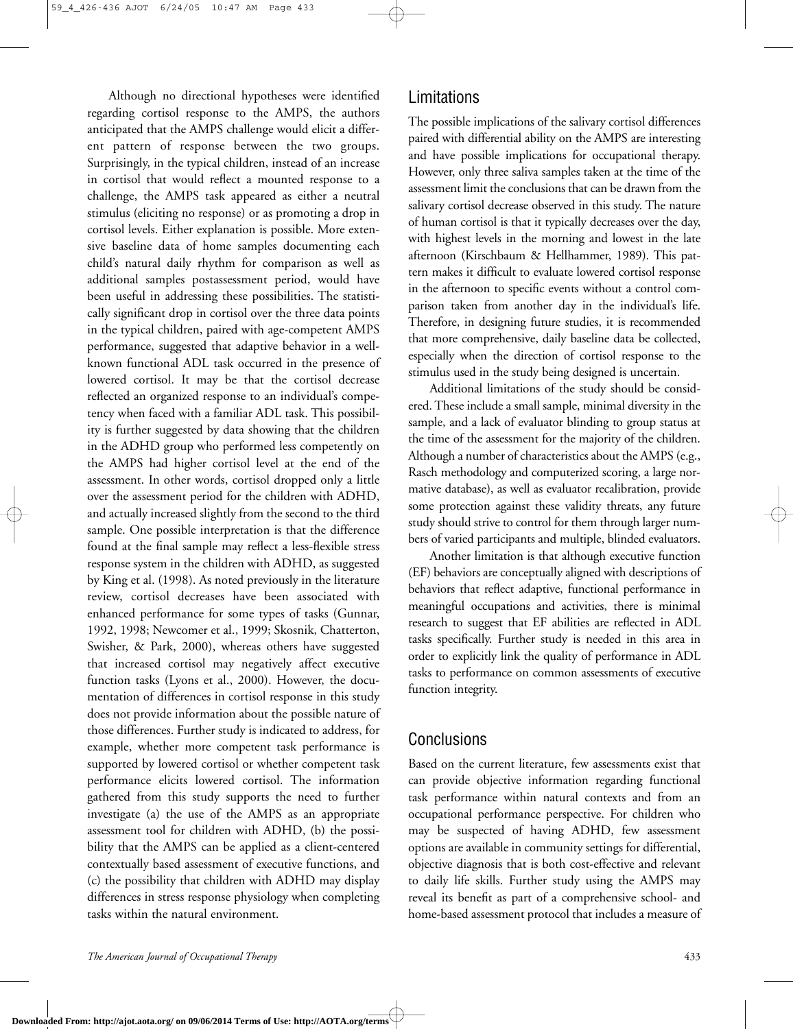Although no directional hypotheses were identified regarding cortisol response to the AMPS, the authors anticipated that the AMPS challenge would elicit a different pattern of response between the two groups. Surprisingly, in the typical children, instead of an increase in cortisol that would reflect a mounted response to a challenge, the AMPS task appeared as either a neutral stimulus (eliciting no response) or as promoting a drop in cortisol levels. Either explanation is possible. More extensive baseline data of home samples documenting each child's natural daily rhythm for comparison as well as additional samples postassessment period, would have been useful in addressing these possibilities. The statistically significant drop in cortisol over the three data points in the typical children, paired with age-competent AMPS performance, suggested that adaptive behavior in a well-known functional ADL task occurred in the presence of lowered cortisol. It may be that the cortisol decrease reflected an organized response to an individual's competency when faced with a familiar ADL task. This possibility is further suggested by data showing that the children in the ADHD group who performed less competently on the AMPS had higher cortisol level at the end of the assessment. In other words, cortisol dropped only a little over the assessment period for the children with ADHD, and actually increased slightly from the second to the third sample. One possible interpretation is that the difference found at the final sample may reflect a less-flexible stress response system in the children with ADHD, as suggested by King et al. (1998). As noted previously in the literature review, cortisol decreases have been associated with enhanced performance for some types of tasks (Gunnar, 1992, 1998; Newcomer et al., 1999; Skosnik, Chatterton, Swisher, & Park, 2000), whereas others have suggested that increased cortisol may negatively affect executive function tasks (Lyons et al., 2000). However, the documentation of differences in cortisol response in this study does not provide information about the possible nature of those differences. Further study is indicated to address, for example, whether more competent task performance is supported by lowered cortisol or whether competent task performance elicits lowered cortisol. The information gathered from this study supports the need to further investigate (a) the use of the AMPS as an appropriate assessment tool for children with ADHD, (b) the possibility that the AMPS can be applied as a client-centered contextually based assessment of executive functions, and (c) the possibility that children with ADHD may display differences in stress response physiology when completing tasks within the natural environment.

## Limitations

The possible implications of the salivary cortisol differences paired with differential ability on the AMPS are interesting and have possible implications for occupational therapy. However, only three saliva samples taken at the time of the assessment limit the conclusions that can be drawn from the salivary cortisol decrease observed in this study. The nature of human cortisol is that it typically decreases over the day, with highest levels in the morning and lowest in the late afternoon (Kirschbaum & Hellhammer, 1989). This pattern makes it difficult to evaluate lowered cortisol response in the afternoon to specific events without a control comparison taken from another day in the individual's life. Therefore, in designing future studies, it is recommended that more comprehensive, daily baseline data be collected, especially when the direction of cortisol response to the stimulus used in the study being designed is uncertain.

Additional limitations of the study should be considered. These include a small sample, minimal diversity in the sample, and a lack of evaluator blinding to group status at the time of the assessment for the majority of the children. Although a number of characteristics about the AMPS (e.g., Rasch methodology and computerized scoring, a large normative database), as well as evaluator recalibration, provide some protection against these validity threats, any future study should strive to control for them through larger numbers of varied participants and multiple, blinded evaluators.

Another limitation is that although executive function (EF) behaviors are conceptually aligned with descriptions of behaviors that reflect adaptive, functional performance in meaningful occupations and activities, there is minimal research to suggest that EF abilities are reflected in ADL tasks specifically. Further study is needed in this area in order to explicitly link the quality of performance in ADL tasks to performance on common assessments of executive function integrity.

## Conclusions

Based on the current literature, few assessments exist that can provide objective information regarding functional task performance within natural contexts and from an occupational performance perspective. For children who may be suspected of having ADHD, few assessment options are available in community settings for differential, objective diagnosis that is both cost-effective and relevant to daily life skills. Further study using the AMPS may reveal its benefit as part of a comprehensive school- and home-based assessment protocol that includes a measure of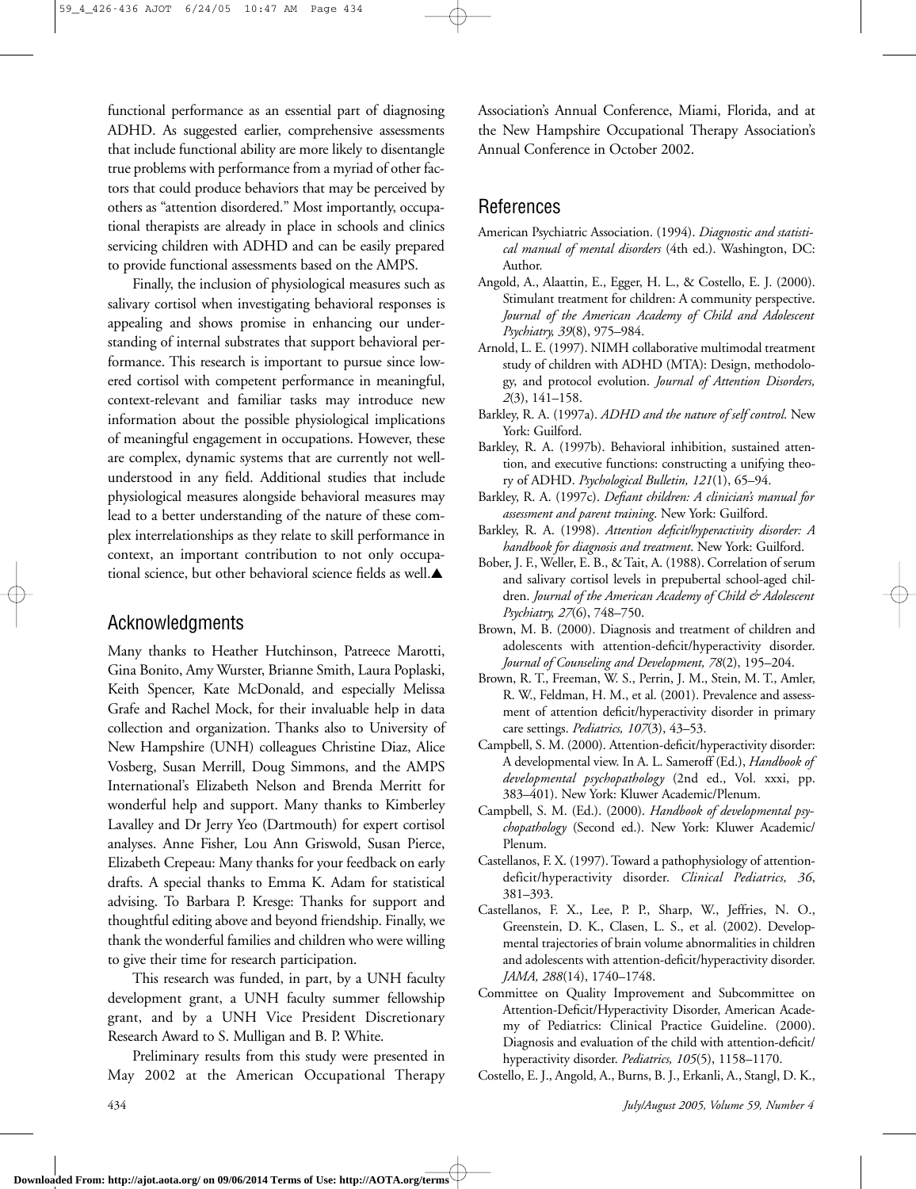functional performance as an essential part of diagnosing ADHD. As suggested earlier, comprehensive assessments that include functional ability are more likely to disentangle true problems with performance from a myriad of other factors that could produce behaviors that may be perceived by others as "attention disordered." Most importantly, occupational therapists are already in place in schools and clinics servicing children with ADHD and can be easily prepared to provide functional assessments based on the AMPS.

Finally, the inclusion of physiological measures such as salivary cortisol when investigating behavioral responses is appealing and shows promise in enhancing our understanding of internal substrates that support behavioral performance. This research is important to pursue since lowered cortisol with competent performance in meaningful, context-relevant and familiar tasks may introduce new information about the possible physiological implications of meaningful engagement in occupations. However, these are complex, dynamic systems that are currently not well-understood in any field. Additional studies that include physiological measures alongside behavioral measures may lead to a better understanding of the nature of these complex interrelationships as they relate to skill performance in context, an important contribution to not only occupational science, but other behavioral science fields as well.▲

## Acknowledgments

Many thanks to Heather Hutchinson, Patreece Marotti, Gina Bonito, Amy Wurster, Brianne Smith, Laura Poplaski, Keith Spencer, Kate McDonald, and especially Melissa Grafe and Rachel Mock, for their invaluable help in data collection and organization. Thanks also to University of New Hampshire (UNH) colleagues Christine Diaz, Alice Vosberg, Susan Merrill, Doug Simmons, and the AMPS International's Elizabeth Nelson and Brenda Merritt for wonderful help and support. Many thanks to Kimberley Lavalley and Dr Jerry Yeo (Dartmouth) for expert cortisol analyses. Anne Fisher, Lou Ann Griswold, Susan Pierce, Elizabeth Crepeau: Many thanks for your feedback on early drafts. A special thanks to Emma K. Adam for statistical advising. To Barbara P. Kresge: Thanks for support and thoughtful editing above and beyond friendship. Finally, we thank the wonderful families and children who were willing to give their time for research participation.

This research was funded, in part, by a UNH faculty development grant, a UNH faculty summer fellowship grant, and by a UNH Vice President Discretionary Research Award to S. Mulligan and B. P. White.

Preliminary results from this study were presented in May 2002 at the American Occupational Therapy Association's Annual Conference, Miami, Florida, and at the New Hampshire Occupational Therapy Association's Annual Conference in October 2002.

## References

American Psychiatric Association. (1994). *Diagnostic and statistical manual of mental disorders* (4th ed.). Washington, DC: Author.

Angold, A., Alaattin, E., Egger, H. L., & Costello, E. J. (2000). Stimulant treatment for children: A community perspective. *Journal of the American Academy of Child and Adolescent Psychiatry, 39*(8), 975–984.

Arnold, L. E. (1997). NIMH collaborative multimodal treatment study of children with ADHD (MTA): Design, methodology, and protocol evolution. *Journal of Attention Disorders, 2*(3), 141–158.

Barkley, R. A. (1997a). *ADHD and the nature of self control*. New York: Guilford.

Barkley, R. A. (1997b). Behavioral inhibition, sustained attention, and executive functions: constructing a unifying theory of ADHD. *Psychological Bulletin, 121*(1), 65–94.

Barkley, R. A. (1997c). *Defiant children: A clinician's manual for assessment and parent training*. New York: Guilford.

Barkley, R. A. (1998). *Attention deficit/hyperactivity disorder: A handbook for diagnosis and treatment*. New York: Guilford.

Bober, J. F., Weller, E. B., & Tait, A. (1988). Correlation of serum and salivary cortisol levels in prepubertal school-aged children. *Journal of the American Academy of Child & Adolescent Psychiatry, 27*(6), 748–750.

Brown, M. B. (2000). Diagnosis and treatment of children and adolescents with attention-deficit/hyperactivity disorder. *Journal of Counseling and Development, 78*(2), 195–204.

Brown, R. T., Freeman, W. S., Perrin, J. M., Stein, M. T., Amler, R. W., Feldman, H. M., et al. (2001). Prevalence and assessment of attention deficit/hyperactivity disorder in primary care settings. *Pediatrics, 107*(3), 43–53.

Campbell, S. M. (2000). Attention-deficit/hyperactivity disorder: A developmental view. In A. L. Sameroff (Ed.), *Handbook of developmental psychopathology* (2nd ed., Vol. xxxi, pp. 383–401). New York: Kluwer Academic/Plenum.

Campbell, S. M. (Ed.). (2000). *Handbook of developmental psychopathology* (Second ed.). New York: Kluwer Academic/Plenum.

Castellanos, F. X. (1997). Toward a pathophysiology of attention-deficit/hyperactivity disorder. *Clinical Pediatrics, 36*, 381–393.

Castellanos, F. X., Lee, P. P., Sharp, W., Jeffries, N. O., Greenstein, D. K., Clasen, L. S., et al. (2002). Developmental trajectories of brain volume abnormalities in children and adolescents with attention-deficit/hyperactivity disorder. *JAMA, 288*(14), 1740–1748.

Committee on Quality Improvement and Subcommittee on Attention-Deficit/Hyperactivity Disorder, American Academy of Pediatrics: Clinical Practice Guideline. (2000). Diagnosis and evaluation of the child with attention-deficit/hyperactivity disorder. *Pediatrics, 105*(5), 1158–1170.

Costello, E. J., Angold, A., Burns, B. J., Erkanli, A., Stangl, D. K.,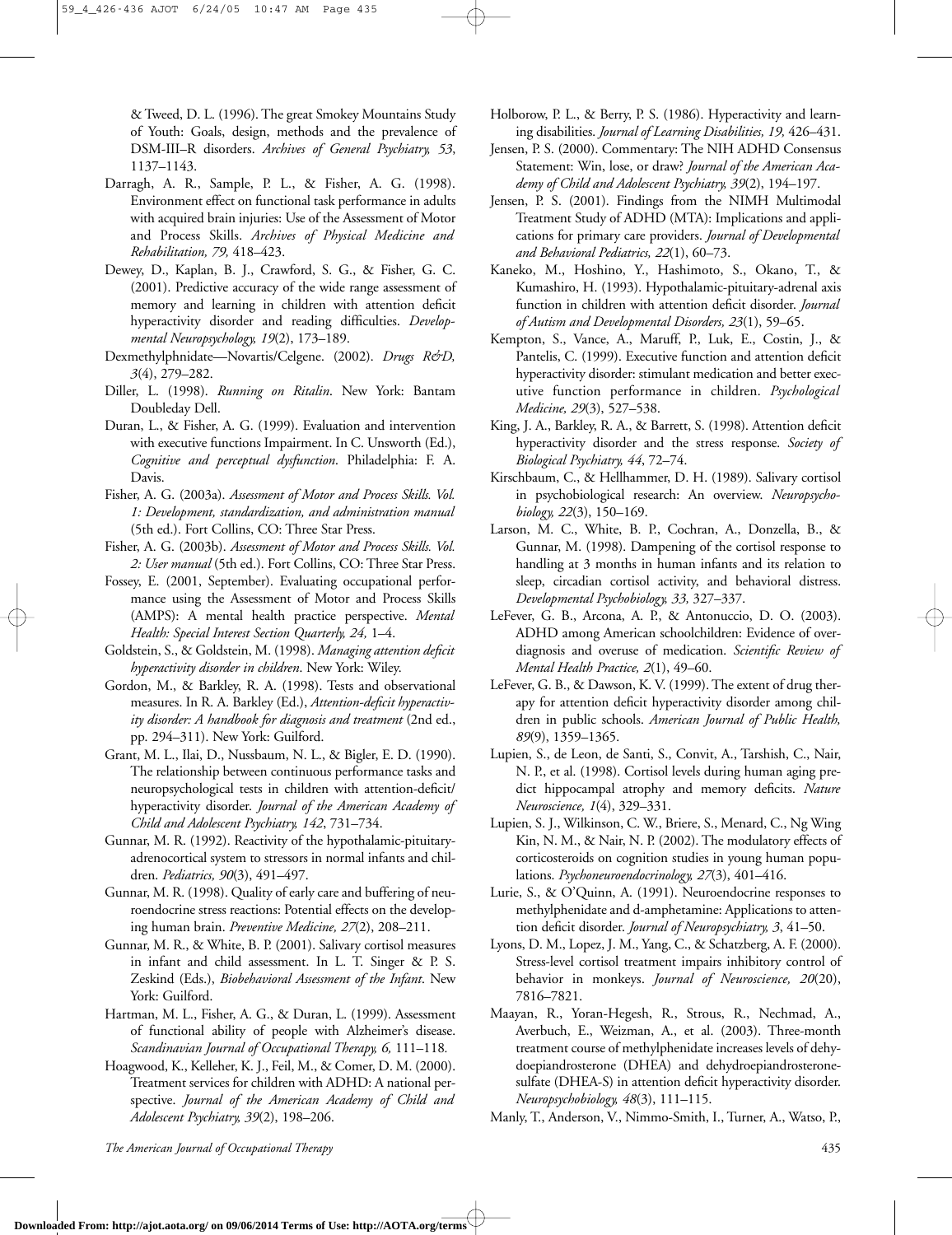& Tweed, D. L. (1996). The great Smokey Mountains Study of Youth: Goals, design, methods and the prevalence of DSM-III–R disorders. *Archives of General Psychiatry, 53*, 1137–1143.

Darragh, A. R., Sample, P. L., & Fisher, A. G. (1998). Environment effect on functional task performance in adults with acquired brain injuries: Use of the Assessment of Motor and Process Skills. *Archives of Physical Medicine and Rehabilitation, 79,* 418–423.

Dewey, D., Kaplan, B. J., Crawford, S. G., & Fisher, G. C. (2001). Predictive accuracy of the wide range assessment of memory and learning in children with attention deficit hyperactivity disorder and reading difficulties. *Developmental Neuropsychology, 19*(2), 173–189.

Dexmethylphnidate—Novartis/Celgene. (2002). *Drugs R&D, 3*(4), 279–282.

Diller, L. (1998). *Running on Ritalin*. New York: Bantam Doubleday Dell.

Duran, L., & Fisher, A. G. (1999). Evaluation and intervention with executive functions Impairment. In C. Unsworth (Ed.), *Cognitive and perceptual dysfunction*. Philadelphia: F. A. Davis.

Fisher, A. G. (2003a). *Assessment of Motor and Process Skills. Vol. 1: Development, standardization, and administration manual* (5th ed.). Fort Collins, CO: Three Star Press.

Fisher, A. G. (2003b). *Assessment of Motor and Process Skills. Vol. 2: User manual* (5th ed.). Fort Collins, CO: Three Star Press.

Fossey, E. (2001, September). Evaluating occupational performance using the Assessment of Motor and Process Skills (AMPS): A mental health practice perspective. *Mental Health: Special Interest Section Quarterly, 24,* 1–4.

Goldstein, S., & Goldstein, M. (1998). *Managing attention deficit hyperactivity disorder in children*. New York: Wiley.

Gordon, M., & Barkley, R. A. (1998). Tests and observational measures. In R. A. Barkley (Ed.), *Attention-deficit hyperactivity disorder: A handbook for diagnosis and treatment* (2nd ed., pp. 294–311). New York: Guilford.

Grant, M. L., Ilai, D., Nussbaum, N. L., & Bigler, E. D. (1990). The relationship between continuous performance tasks and neuropsychological tests in children with attention-deficit/ hyperactivity disorder. *Journal of the American Academy of Child and Adolescent Psychiatry, 142*, 731–734.

Gunnar, M. R. (1992). Reactivity of the hypothalamic-pituitary-adrenocortical system to stressors in normal infants and children. *Pediatrics, 90*(3), 491–497.

Gunnar, M. R. (1998). Quality of early care and buffering of neuroendocrine stress reactions: Potential effects on the developing human brain. *Preventive Medicine, 27*(2), 208–211.

Gunnar, M. R., & White, B. P. (2001). Salivary cortisol measures in infant and child assessment. In L. T. Singer & P. S. Zeskind (Eds.), *Biobehavioral Assessment of the Infant*. New York: Guilford.

Hartman, M. L., Fisher, A. G., & Duran, L. (1999). Assessment of functional ability of people with Alzheimer's disease. *Scandinavian Journal of Occupational Therapy, 6,* 111–118.

Hoagwood, K., Kelleher, K. J., Feil, M., & Comer, D. M. (2000). Treatment services for children with ADHD: A national perspective. *Journal of the American Academy of Child and Adolescent Psychiatry, 39*(2), 198–206.

Holborow, P. L., & Berry, P. S. (1986). Hyperactivity and learning disabilities. *Journal of Learning Disabilities, 19,* 426–431.

Jensen, P. S. (2000). Commentary: The NIH ADHD Consensus Statement: Win, lose, or draw? *Journal of the American Academy of Child and Adolescent Psychiatry, 39*(2), 194–197.

Jensen, P. S. (2001). Findings from the NIMH Multimodal Treatment Study of ADHD (MTA): Implications and applications for primary care providers. *Journal of Developmental and Behavioral Pediatrics, 22*(1), 60–73.

Kaneko, M., Hoshino, Y., Hashimoto, S., Okano, T., & Kumashiro, H. (1993). Hypothalamic-pituitary-adrenal axis function in children with attention deficit disorder. *Journal of Autism and Developmental Disorders, 23*(1), 59–65.

Kempton, S., Vance, A., Maruff, P., Luk, E., Costin, J., & Pantelis, C. (1999). Executive function and attention deficit hyperactivity disorder: stimulant medication and better executive function performance in children. *Psychological Medicine, 29*(3), 527–538.

King, J. A., Barkley, R. A., & Barrett, S. (1998). Attention deficit hyperactivity disorder and the stress response. *Society of Biological Psychiatry, 44*, 72–74.

Kirschbaum, C., & Hellhammer, D. H. (1989). Salivary cortisol in psychobiological research: An overview. *Neuropsychobiology, 22*(3), 150–169.

Larson, M. C., White, B. P., Cochran, A., Donzella, B., & Gunnar, M. (1998). Dampening of the cortisol response to handling at 3 months in human infants and its relation to sleep, circadian cortisol activity, and behavioral distress. *Developmental Psychobiology, 33,* 327–337.

LeFever, G. B., Arcona, A. P., & Antonuccio, D. O. (2003). ADHD among American schoolchildren: Evidence of overdiagnosis and overuse of medication. *Scientific Review of Mental Health Practice, 2*(1), 49–60.

LeFever, G. B., & Dawson, K. V. (1999). The extent of drug therapy for attention deficit hyperactivity disorder among children in public schools. *American Journal of Public Health, 89*(9), 1359–1365.

Lupien, S., de Leon, de Santi, S., Convit, A., Tarshish, C., Nair, N. P., et al. (1998). Cortisol levels during human aging predict hippocampal atrophy and memory deficits. *Nature Neuroscience, 1*(4), 329–331.

Lupien, S. J., Wilkinson, C. W., Briere, S., Menard, C., Ng Wing Kin, N. M., & Nair, N. P. (2002). The modulatory effects of corticosteroids on cognition studies in young human populations. *Psychoneuroendocrinology, 27*(3), 401–416.

Lurie, S., & O'Quinn, A. (1991). Neuroendocrine responses to methylphenidate and d-amphetamine: Applications to attention deficit disorder. *Journal of Neuropsychiatry, 3*, 41–50.

Lyons, D. M., Lopez, J. M., Yang, C., & Schatzberg, A. F. (2000). Stress-level cortisol treatment impairs inhibitory control of behavior in monkeys. *Journal of Neuroscience, 20*(20), 7816–7821.

Maayan, R., Yoran-Hegesh, R., Strous, R., Nechmad, A., Averbuch, E., Weizman, A., et al. (2003). Three-month treatment course of methylphenidate increases levels of dehydoepiandrosterone (DHEA) and dehydroepiandrosteronesulfate (DHEA-S) in attention deficit hyperactivity disorder. *Neuropsychobiology, 48*(3), 111–115.

Manly, T., Anderson, V., Nimmo-Smith, I., Turner, A., Watso, P.,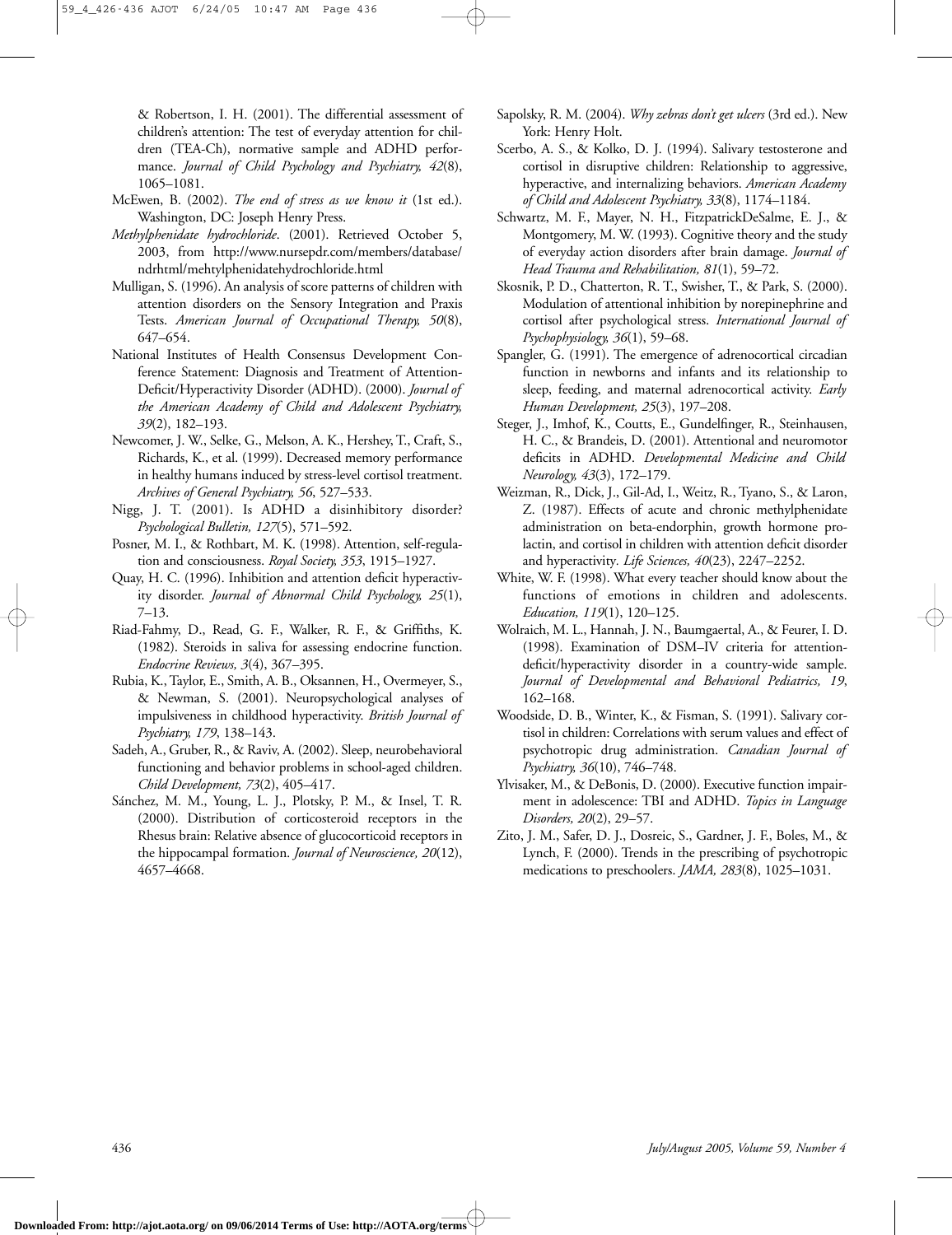& Robertson, I. H. (2001). The differential assessment of children's attention: The test of everyday attention for children (TEA-Ch), normative sample and ADHD performance. *Journal of Child Psychology and Psychiatry, 42*(8), 1065–1081.

McEwen, B. (2002). *The end of stress as we know it* (1st ed.). Washington, DC: Joseph Henry Press.

*Methylphenidate hydrochloride*. (2001). Retrieved October 5, 2003, from http://www.nursepdr.com/members/database/ndrhtml/mehtylphenidatehydrochloride.html

Mulligan, S. (1996). An analysis of score patterns of children with attention disorders on the Sensory Integration and Praxis Tests. *American Journal of Occupational Therapy, 50*(8), 647–654.

National Institutes of Health Consensus Development Conference Statement: Diagnosis and Treatment of Attention-Deficit/Hyperactivity Disorder (ADHD). (2000). *Journal of the American Academy of Child and Adolescent Psychiatry, 39*(2), 182–193.

Newcomer, J. W., Selke, G., Melson, A. K., Hershey, T., Craft, S., Richards, K., et al. (1999). Decreased memory performance in healthy humans induced by stress-level cortisol treatment. *Archives of General Psychiatry, 56*, 527–533.

Nigg, J. T. (2001). Is ADHD a disinhibitory disorder? *Psychological Bulletin, 127*(5), 571–592.

Posner, M. I., & Rothbart, M. K. (1998). Attention, self-regulation and consciousness. *Royal Society, 353*, 1915–1927.

Quay, H. C. (1996). Inhibition and attention deficit hyperactivity disorder. *Journal of Abnormal Child Psychology, 25*(1), 7–13.

Riad-Fahmy, D., Read, G. F., Walker, R. F., & Griffiths, K. (1982). Steroids in saliva for assessing endocrine function. *Endocrine Reviews, 3*(4), 367–395.

Rubia, K., Taylor, E., Smith, A. B., Oksannen, H., Overmeyer, S., & Newman, S. (2001). Neuropsychological analyses of impulsiveness in childhood hyperactivity. *British Journal of Psychiatry, 179*, 138–143.

Sadeh, A., Gruber, R., & Raviv, A. (2002). Sleep, neurobehavioral functioning and behavior problems in school-aged children. *Child Development, 73*(2), 405–417.

Sánchez, M. M., Young, L. J., Plotsky, P. M., & Insel, T. R. (2000). Distribution of corticosteroid receptors in the Rhesus brain: Relative absence of glucocorticoid receptors in the hippocampal formation. *Journal of Neuroscience, 20*(12), 4657–4668.

Sapolsky, R. M. (2004). *Why zebras don't get ulcers* (3rd ed.). New York: Henry Holt.

Scerbo, A. S., & Kolko, D. J. (1994). Salivary testosterone and cortisol in disruptive children: Relationship to aggressive, hyperactive, and internalizing behaviors. *American Academy of Child and Adolescent Psychiatry, 33*(8), 1174–1184.

Schwartz, M. F., Mayer, N. H., FitzpatrickDeSalme, E. J., & Montgomery, M. W. (1993). Cognitive theory and the study of everyday action disorders after brain damage. *Journal of Head Trauma and Rehabilitation, 81*(1), 59–72.

Skosnik, P. D., Chatterton, R. T., Swisher, T., & Park, S. (2000). Modulation of attentional inhibition by norepinephrine and cortisol after psychological stress. *International Journal of Psychophysiology, 36*(1), 59–68.

Spangler, G. (1991). The emergence of adrenocortical circadian function in newborns and infants and its relationship to sleep, feeding, and maternal adrenocortical activity. *Early Human Development, 25*(3), 197–208.

Steger, J., Imhof, K., Coutts, E., Gundelfinger, R., Steinhausen, H. C., & Brandeis, D. (2001). Attentional and neuromotor deficits in ADHD. *Developmental Medicine and Child Neurology, 43*(3), 172–179.

Weizman, R., Dick, J., Gil-Ad, I., Weitz, R., Tyano, S., & Laron, Z. (1987). Effects of acute and chronic methylphenidate administration on beta-endorphin, growth hormone prolactin, and cortisol in children with attention deficit disorder and hyperactivity. *Life Sciences, 40*(23), 2247–2252.

White, W. F. (1998). What every teacher should know about the functions of emotions in children and adolescents. *Education, 119*(1), 120–125.

Wolraich, M. L., Hannah, J. N., Baumgaertal, A., & Feurer, I. D. (1998). Examination of DSM–IV criteria for attention-deficit/hyperactivity disorder in a country-wide sample. *Journal of Developmental and Behavioral Pediatrics, 19*, 162–168.

Woodside, D. B., Winter, K., & Fisman, S. (1991). Salivary cortisol in children: Correlations with serum values and effect of psychotropic drug administration. *Canadian Journal of Psychiatry, 36*(10), 746–748.

Ylvisaker, M., & DeBonis, D. (2000). Executive function impairment in adolescence: TBI and ADHD. *Topics in Language Disorders, 20*(2), 29–57.

Zito, J. M., Safer, D. J., Dosreic, S., Gardner, J. F., Boles, M., & Lynch, F. (2000). Trends in the prescribing of psychotropic medications to preschoolers. *JAMA, 283*(8), 1025–1031.